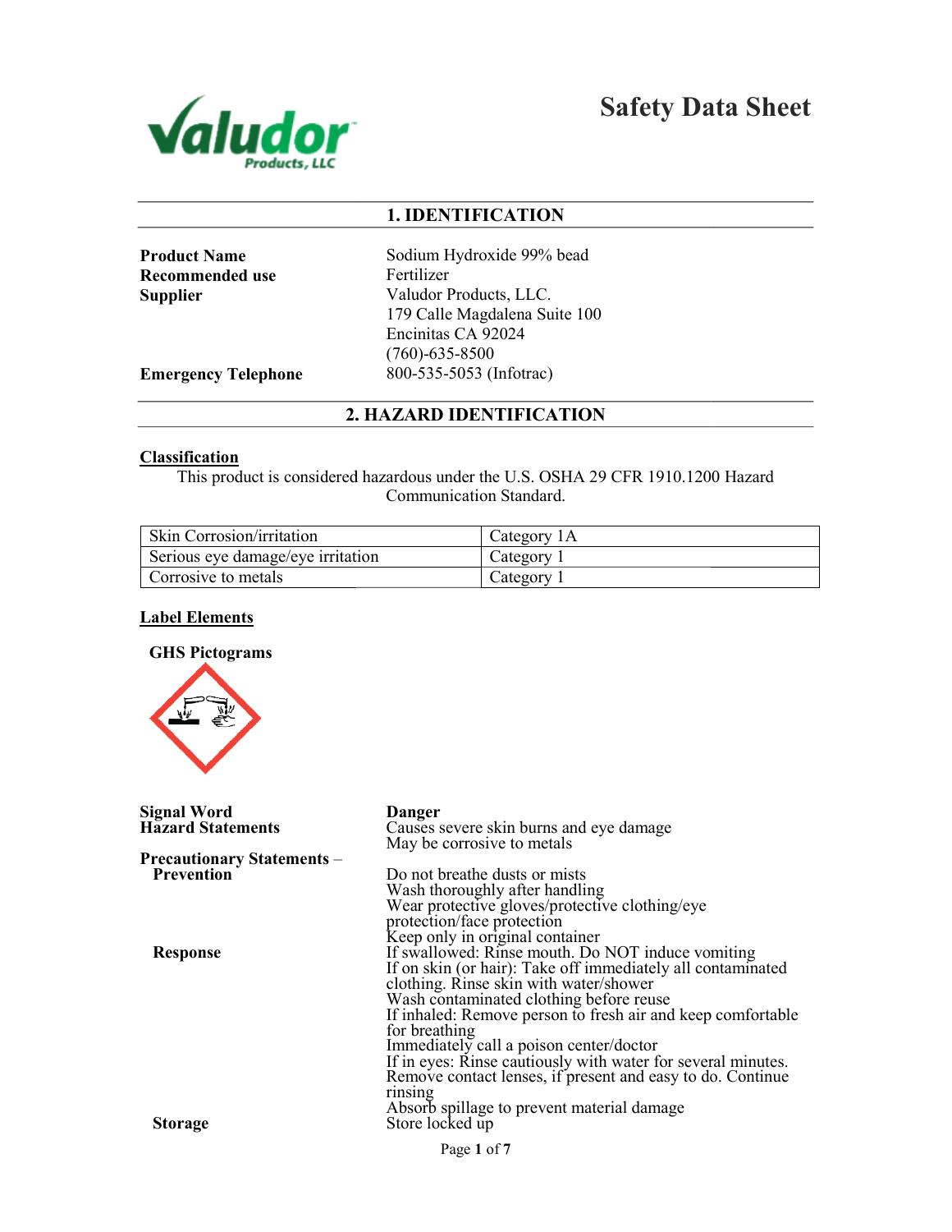# Safety Data Sheet

## 1. IDENTIFICATION

**Product Name** Sodium Hydroxide 99% bead

**Recommended use** Fertilizer

**Supplier** Valudor Products, LLC.
179 Calle Magdalena Suite 100
Encinitas CA 92024
(760)-635-8500

**Emergency Telephone** 800-535-5053 (Infotrac)

## 2. HAZARD IDENTIFICATION

### Classification

This product is considered hazardous under the U.S. OSHA 29 CFR 1910.1200 Hazard Communication Standard.

| Hazard | Category |
|---|---|
| Skin Corrosion/irritation | Category 1A |
| Serious eye damage/eye irritation | Category 1 |
| Corrosive to metals | Category 1 |

### Label Elements

**GHS Pictograms**

**Signal Word** Danger

**Hazard Statements**
Causes severe skin burns and eye damage
May be corrosive to metals

**Precautionary Statements – Prevention**
Do not breathe dusts or mists
Wash thoroughly after handling
Wear protective gloves/protective clothing/eye protection/face protection
Keep only in original container

**Response**
If swallowed: Rinse mouth. Do NOT induce vomiting
If on skin (or hair): Take off immediately all contaminated clothing. Rinse skin with water/shower
Wash contaminated clothing before reuse
If inhaled: Remove person to fresh air and keep comfortable for breathing
Immediately call a poison center/doctor
If in eyes: Rinse cautiously with water for several minutes. Remove contact lenses, if present and easy to do. Continue rinsing
Absorb spillage to prevent material damage

**Storage**
Store locked up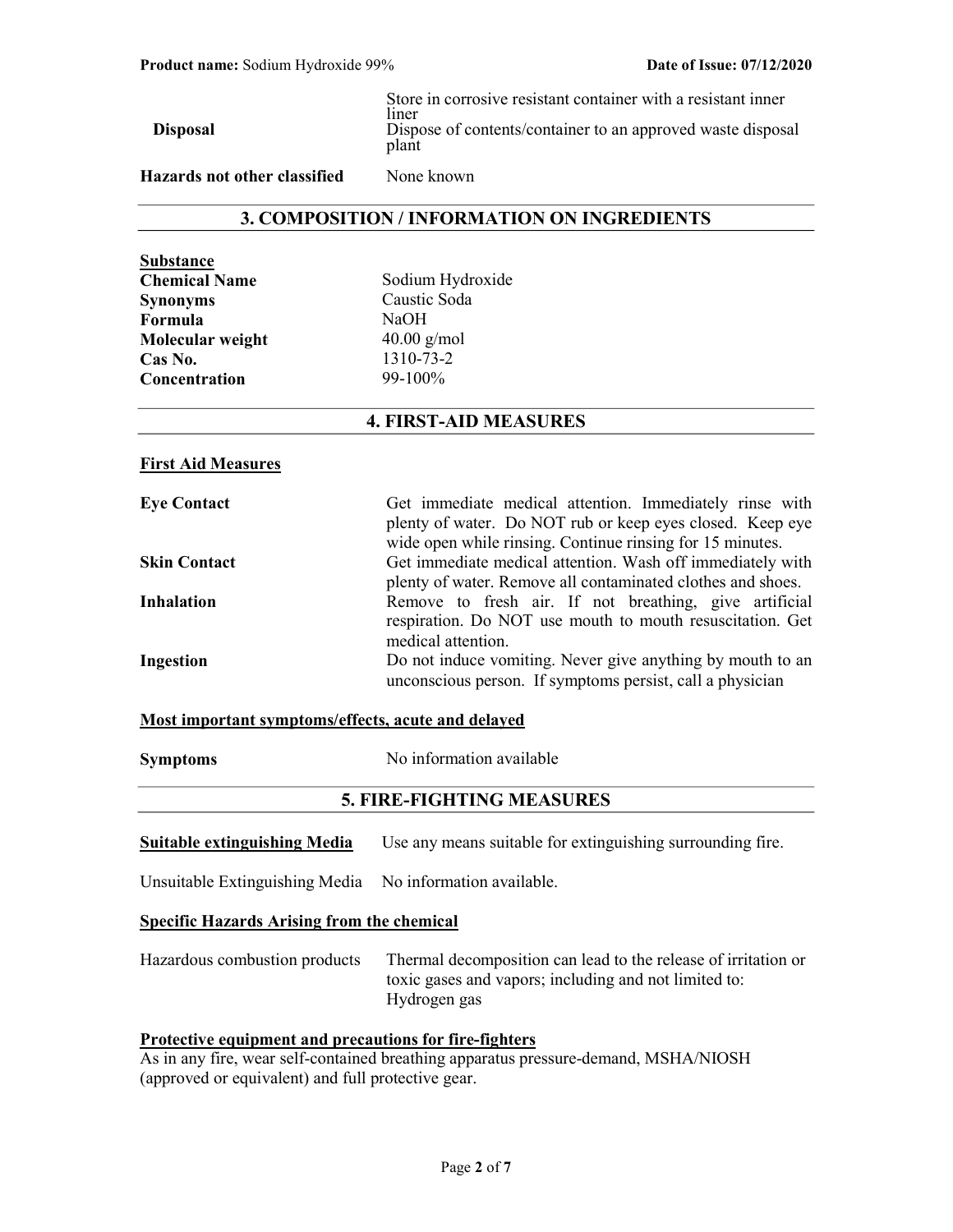| | |
|---|---|
| **Disposal** | Store in corrosive resistant container with a resistant inner liner<br>Dispose of contents/container to an approved waste disposal plant |
| **Hazards not other classified** | None known |

## 3. COMPOSITION / INFORMATION ON INGREDIENTS

**Substance**

| | |
|---|---|
| **Chemical Name** | Sodium Hydroxide |
| **Synonyms** | Caustic Soda |
| **Formula** | $NaOH$ |
| **Molecular weight** | 40.00 g/mol |
| **Cas No.** | 1310-73-2 |
| **Concentration** | 99-100% |

## 4. FIRST-AID MEASURES

**First Aid Measures**

| | |
|---|---|
| **Eye Contact** | Get immediate medical attention. Immediately rinse with plenty of water. Do NOT rub or keep eyes closed. Keep eye wide open while rinsing. Continue rinsing for 15 minutes. |
| **Skin Contact** | Get immediate medical attention. Wash off immediately with plenty of water. Remove all contaminated clothes and shoes. |
| **Inhalation** | Remove to fresh air. If not breathing, give artificial respiration. Do NOT use mouth to mouth resuscitation. Get medical attention. |
| **Ingestion** | Do not induce vomiting. Never give anything by mouth to an unconscious person. If symptoms persist, call a physician |

**Most important symptoms/effects, acute and delayed**

| | |
|---|---|
| **Symptoms** | No information available |

## 5. FIRE-FIGHTING MEASURES

| | |
|---|---|
| **Suitable extinguishing Media** | Use any means suitable for extinguishing surrounding fire. |
| Unsuitable Extinguishing Media | No information available. |

**Specific Hazards Arising from the chemical**

| | |
|---|---|
| Hazardous combustion products | Thermal decomposition can lead to the release of irritation or toxic gases and vapors; including and not limited to: Hydrogen gas |

**Protective equipment and precautions for fire-fighters**

As in any fire, wear self-contained breathing apparatus pressure-demand, MSHA/NIOSH (approved or equivalent) and full protective gear.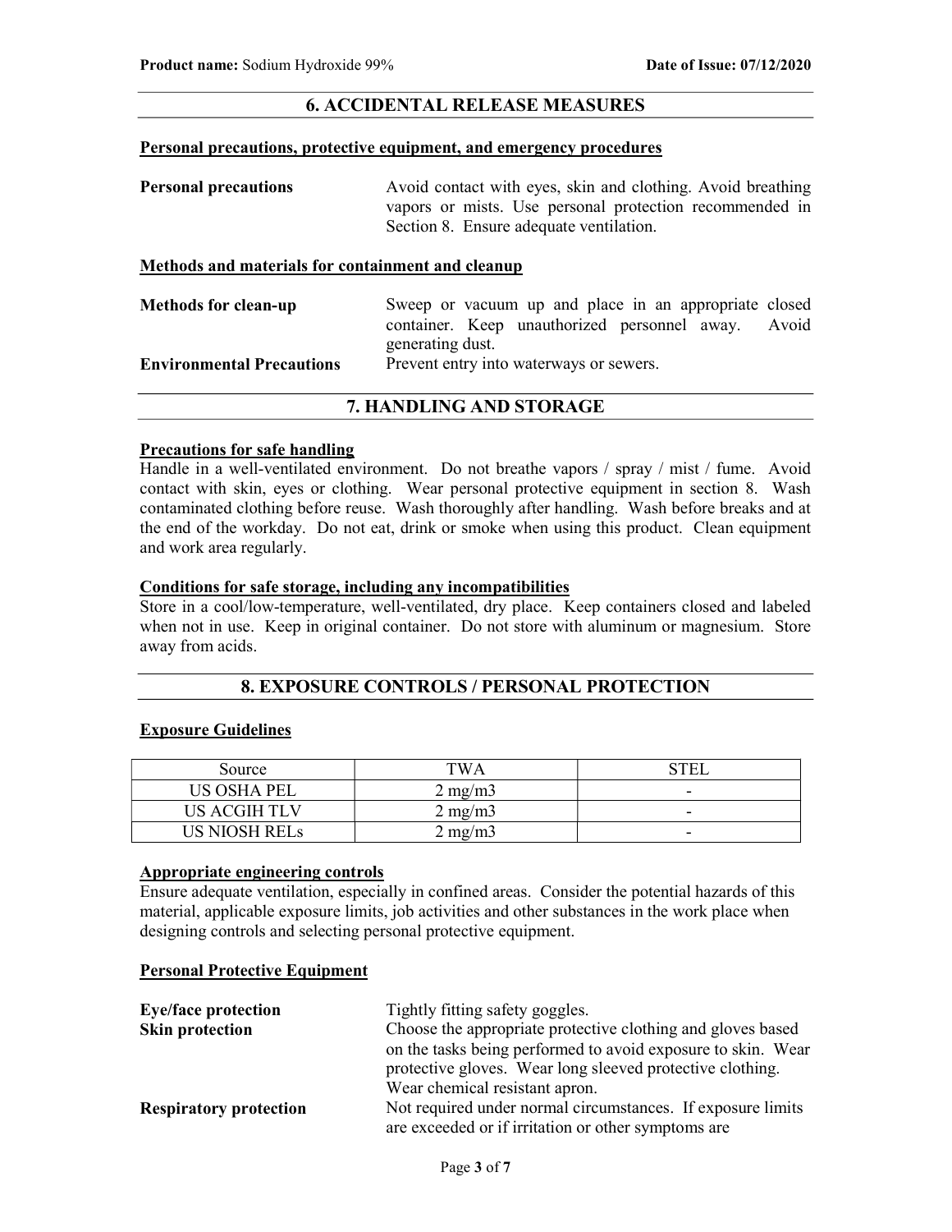## 6. ACCIDENTAL RELEASE MEASURES

### Personal precautions, protective equipment, and emergency procedures

**Personal precautions** Avoid contact with eyes, skin and clothing. Avoid breathing vapors or mists. Use personal protection recommended in Section 8. Ensure adequate ventilation.

### Methods and materials for containment and cleanup

**Methods for clean-up** Sweep or vacuum up and place in an appropriate closed container. Keep unauthorized personnel away. Avoid generating dust.

**Environmental Precautions** Prevent entry into waterways or sewers.

## 7. HANDLING AND STORAGE

### Precautions for safe handling

Handle in a well-ventilated environment. Do not breathe vapors / spray / mist / fume. Avoid contact with skin, eyes or clothing. Wear personal protective equipment in section 8. Wash contaminated clothing before reuse. Wash thoroughly after handling. Wash before breaks and at the end of the workday. Do not eat, drink or smoke when using this product. Clean equipment and work area regularly.

### Conditions for safe storage, including any incompatibilities

Store in a cool/low-temperature, well-ventilated, dry place. Keep containers closed and labeled when not in use. Keep in original container. Do not store with aluminum or magnesium. Store away from acids.

## 8. EXPOSURE CONTROLS / PERSONAL PROTECTION

### Exposure Guidelines

| Source | TWA | STEL |
|---|---|---|
| US OSHA PEL | 2 mg/m3 | - |
| US ACGIH TLV | 2 mg/m3 | - |
| US NIOSH RELs | 2 mg/m3 | - |

### Appropriate engineering controls

Ensure adequate ventilation, especially in confined areas. Consider the potential hazards of this material, applicable exposure limits, job activities and other substances in the work place when designing controls and selecting personal protective equipment.

### Personal Protective Equipment

**Eye/face protection** Tightly fitting safety goggles.

**Skin protection** Choose the appropriate protective clothing and gloves based on the tasks being performed to avoid exposure to skin. Wear protective gloves. Wear long sleeved protective clothing. Wear chemical resistant apron.

**Respiratory protection** Not required under normal circumstances. If exposure limits are exceeded or if irritation or other symptoms are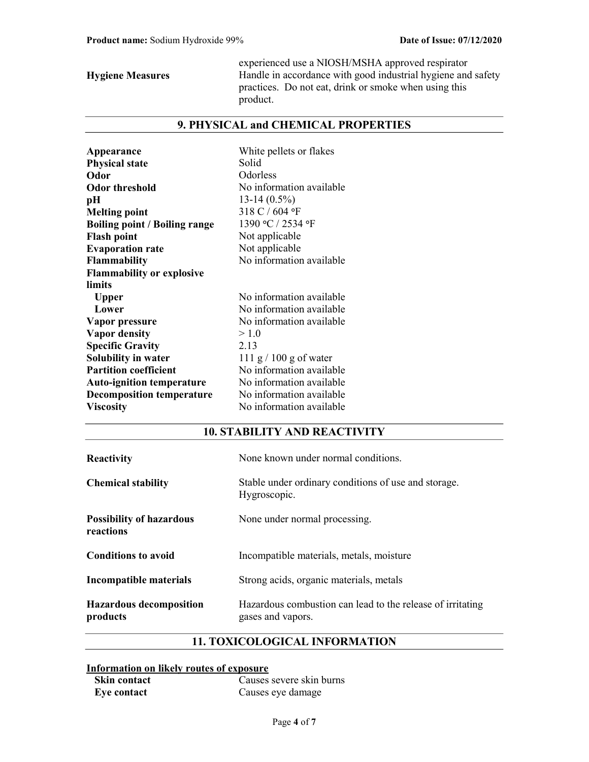| | |
|---|---|
| | experienced use a NIOSH/MSHA approved respirator |
| **Hygiene Measures** | Handle in accordance with good industrial hygiene and safety practices. Do not eat, drink or smoke when using this product. |

## 9. PHYSICAL and CHEMICAL PROPERTIES

| | |
|---|---|
| **Appearance** | White pellets or flakes |
| **Physical state** | Solid |
| **Odor** | Odorless |
| **Odor threshold** | No information available |
| **pH** | 13-14 (0.5%) |
| **Melting point** | 318 C / 604 °F |
| **Boiling point / Boiling range** | 1390 °C / 2534 °F |
| **Flash point** | Not applicable |
| **Evaporation rate** | Not applicable |
| **Flammability** | No information available |
| **Flammability or explosive limits** | |
| **Upper** | No information available |
| **Lower** | No information available |
| **Vapor pressure** | No information available |
| **Vapor density** | > 1.0 |
| **Specific Gravity** | 2.13 |
| **Solubility in water** | 111 g / 100 g of water |
| **Partition coefficient** | No information available |
| **Auto-ignition temperature** | No information available |
| **Decomposition temperature** | No information available |
| **Viscosity** | No information available |

## 10. STABILITY AND REACTIVITY

| | |
|---|---|
| **Reactivity** | None known under normal conditions. |
| **Chemical stability** | Stable under ordinary conditions of use and storage. Hygroscopic. |
| **Possibility of hazardous reactions** | None under normal processing. |
| **Conditions to avoid** | Incompatible materials, metals, moisture |
| **Incompatible materials** | Strong acids, organic materials, metals |
| **Hazardous decomposition products** | Hazardous combustion can lead to the release of irritating gases and vapors. |

## 11. TOXICOLOGICAL INFORMATION

**Information on likely routes of exposure**

| | |
|---|---|
| **Skin contact** | Causes severe skin burns |
| **Eye contact** | Causes eye damage |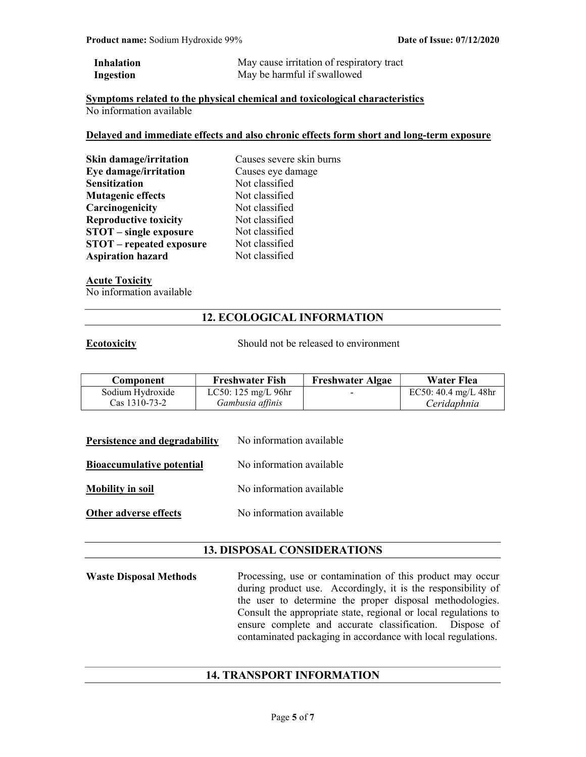| | |
|---|---|
| **Inhalation** | May cause irritation of respiratory tract |
| **Ingestion** | May be harmful if swallowed |

**Symptoms related to the physical chemical and toxicological characteristics**

No information available

**Delayed and immediate effects and also chronic effects form short and long-term exposure**

| | |
|---|---|
| **Skin damage/irritation** | Causes severe skin burns |
| **Eye damage/irritation** | Causes eye damage |
| **Sensitization** | Not classified |
| **Mutagenic effects** | Not classified |
| **Carcinogenicity** | Not classified |
| **Reproductive toxicity** | Not classified |
| **STOT – single exposure** | Not classified |
| **STOT – repeated exposure** | Not classified |
| **Aspiration hazard** | Not classified |

**Acute Toxicity**

No information available

## 12. ECOLOGICAL INFORMATION

**Ecotoxicity** Should not be released to environment

| Component | Freshwater Fish | Freshwater Algae | Water Flea |
|---|---|---|---|
| Sodium Hydroxide<br>Cas 1310-73-2 | LC50: 125 mg/L 96hr<br>*Gambusia affinis* | - | EC50: 40.4 mg/L 48hr<br>*Ceridaphnia* |

| | |
|---|---|
| **Persistence and degradability** | No information available |
| **Bioaccumulative potential** | No information available |
| **Mobility in soil** | No information available |
| **Other adverse effects** | No information available |

## 13. DISPOSAL CONSIDERATIONS

**Waste Disposal Methods** Processing, use or contamination of this product may occur during product use. Accordingly, it is the responsibility of the user to determine the proper disposal methodologies. Consult the appropriate state, regional or local regulations to ensure complete and accurate classification. Dispose of contaminated packaging in accordance with local regulations.

## 14. TRANSPORT INFORMATION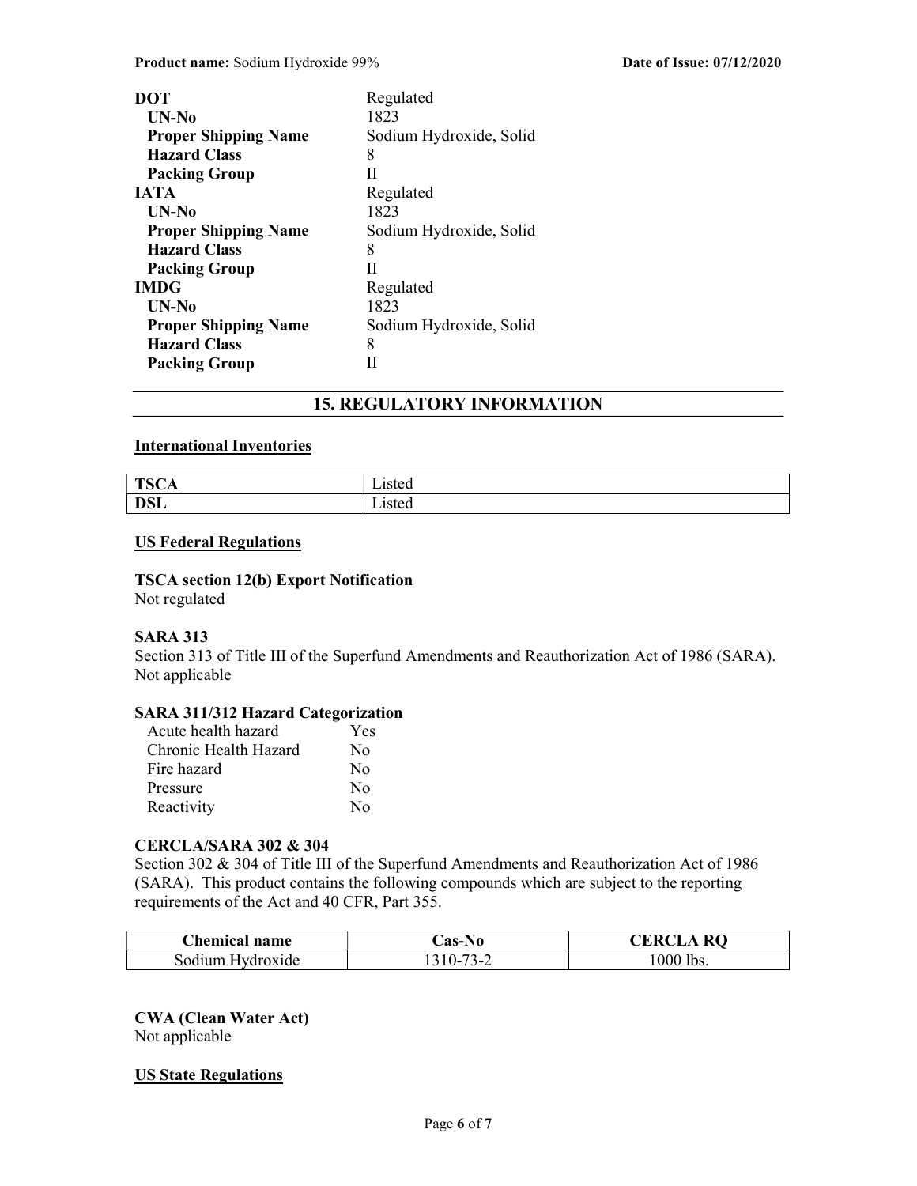**DOT** Regulated

**UN-No** 1823

**Proper Shipping Name** Sodium Hydroxide, Solid

**Hazard Class** 8

**Packing Group** II

**IATA** Regulated

**UN-No** 1823

**Proper Shipping Name** Sodium Hydroxide, Solid

**Hazard Class** 8

**Packing Group** II

**IMDG** Regulated

**UN-No** 1823

**Proper Shipping Name** Sodium Hydroxide, Solid

**Hazard Class** 8

**Packing Group** II

## 15. REGULATORY INFORMATION

### International Inventories

| | |
|---|---|
| **TSCA** | Listed |
| **DSL** | Listed |

### US Federal Regulations

**TSCA section 12(b) Export Notification**

Not regulated

**SARA 313**

Section 313 of Title III of the Superfund Amendments and Reauthorization Act of 1986 (SARA). Not applicable

**SARA 311/312 Hazard Categorization**

| | |
|---|---|
| Acute health hazard | Yes |
| Chronic Health Hazard | No |
| Fire hazard | No |
| Pressure | No |
| Reactivity | No |

**CERCLA/SARA 302 & 304**

Section 302 & 304 of Title III of the Superfund Amendments and Reauthorization Act of 1986 (SARA). This product contains the following compounds which are subject to the reporting requirements of the Act and 40 CFR, Part 355.

| Chemical name | Cas-No | CERCLA RQ |
|---|---|---|
| Sodium Hydroxide | 1310-73-2 | 1000 lbs. |

**CWA (Clean Water Act)**

Not applicable

### US State Regulations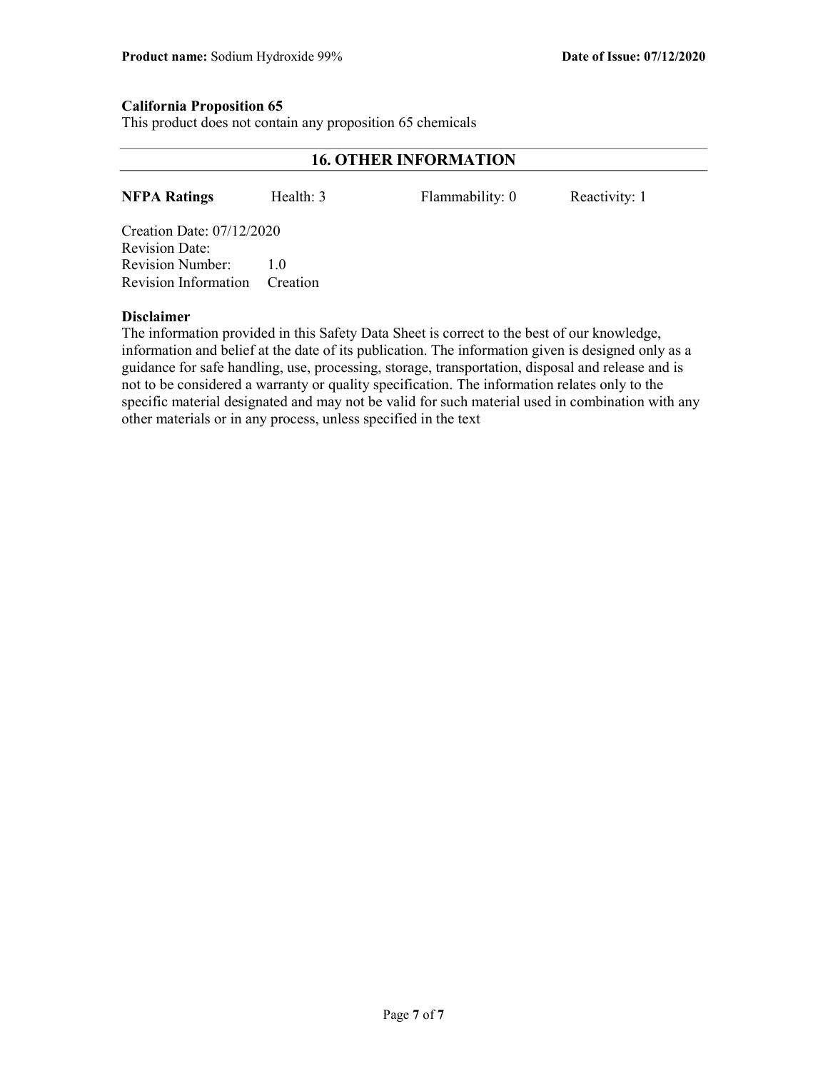**California Proposition 65**

This product does not contain any proposition 65 chemicals

## 16. OTHER INFORMATION

| | | | |
|---|---|---|---|
| **NFPA Ratings** | Health: 3 | Flammability: 0 | Reactivity: 1 |

Creation Date: 07/12/2020
Revision Date:
Revision Number: 1.0
Revision Information Creation

**Disclaimer**

The information provided in this Safety Data Sheet is correct to the best of our knowledge, information and belief at the date of its publication. The information given is designed only as a guidance for safe handling, use, processing, storage, transportation, disposal and release and is not to be considered a warranty or quality specification. The information relates only to the specific material designated and may not be valid for such material used in combination with any other materials or in any process, unless specified in the text